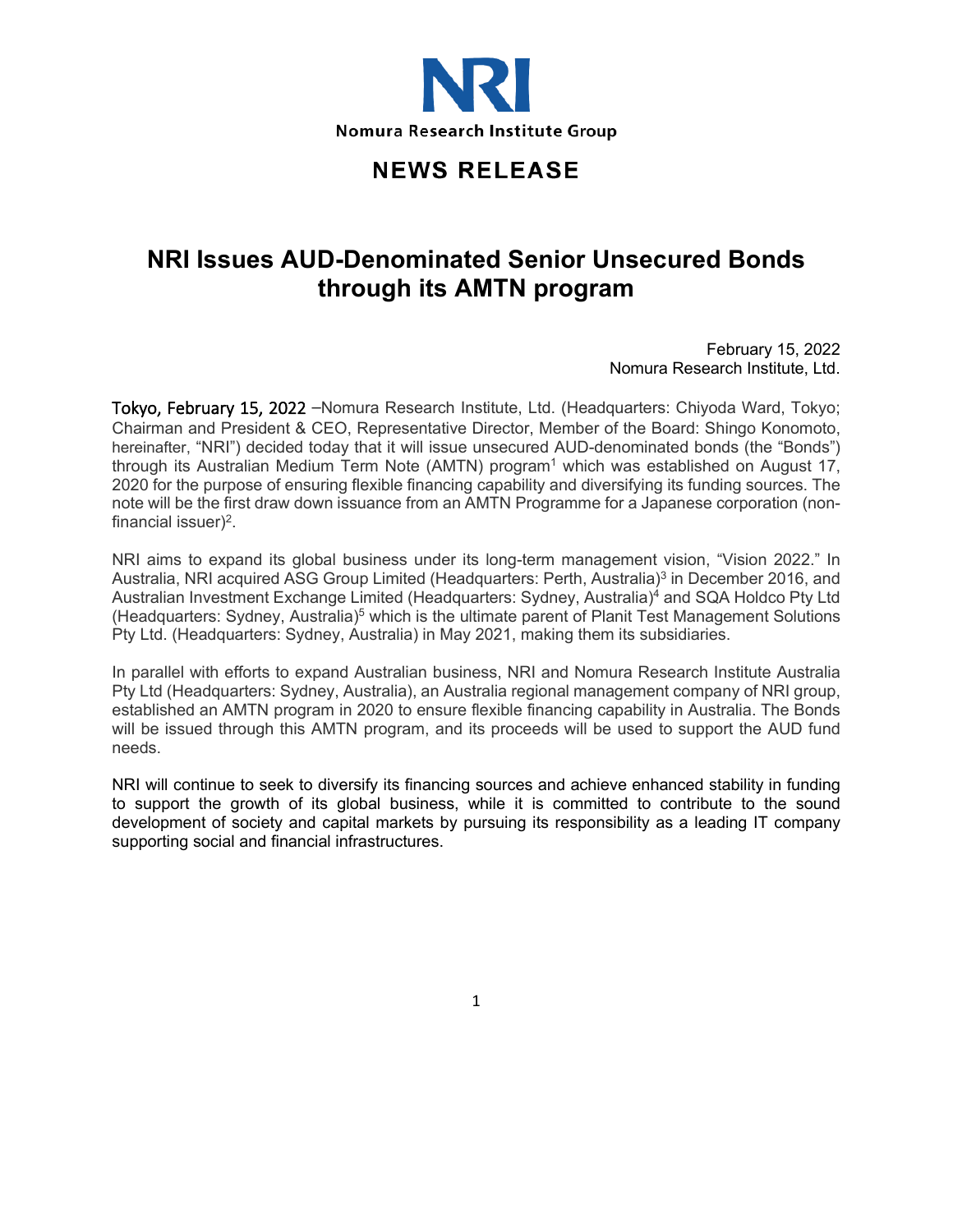NRI

Nomura Research Institute Group

# NEWS RELEASE

# NRI Issues AUD-Denominated Senior Unsecured Bonds through its AMTN program

February 15, 2022
Nomura Research Institute, Ltd.

Tokyo, February 15, 2022 –Nomura Research Institute, Ltd. (Headquarters: Chiyoda Ward, Tokyo; Chairman and President & CEO, Representative Director, Member of the Board: Shingo Konomoto, hereinafter, "NRI") decided today that it will issue unsecured AUD-denominated bonds (the "Bonds") through its Australian Medium Term Note (AMTN) program[1] which was established on August 17, 2020 for the purpose of ensuring flexible financing capability and diversifying its funding sources. The note will be the first draw down issuance from an AMTN Programme for a Japanese corporation (non-financial issuer)[2].

NRI aims to expand its global business under its long-term management vision, "Vision 2022." In Australia, NRI acquired ASG Group Limited (Headquarters: Perth, Australia)[3] in December 2016, and Australian Investment Exchange Limited (Headquarters: Sydney, Australia)[4] and SQA Holdco Pty Ltd (Headquarters: Sydney, Australia)[5] which is the ultimate parent of Planit Test Management Solutions Pty Ltd. (Headquarters: Sydney, Australia) in May 2021, making them its subsidiaries.

In parallel with efforts to expand Australian business, NRI and Nomura Research Institute Australia Pty Ltd (Headquarters: Sydney, Australia), an Australia regional management company of NRI group, established an AMTN program in 2020 to ensure flexible financing capability in Australia. The Bonds will be issued through this AMTN program, and its proceeds will be used to support the AUD fund needs.

NRI will continue to seek to diversify its financing sources and achieve enhanced stability in funding to support the growth of its global business, while it is committed to contribute to the sound development of society and capital markets by pursuing its responsibility as a leading IT company supporting social and financial infrastructures.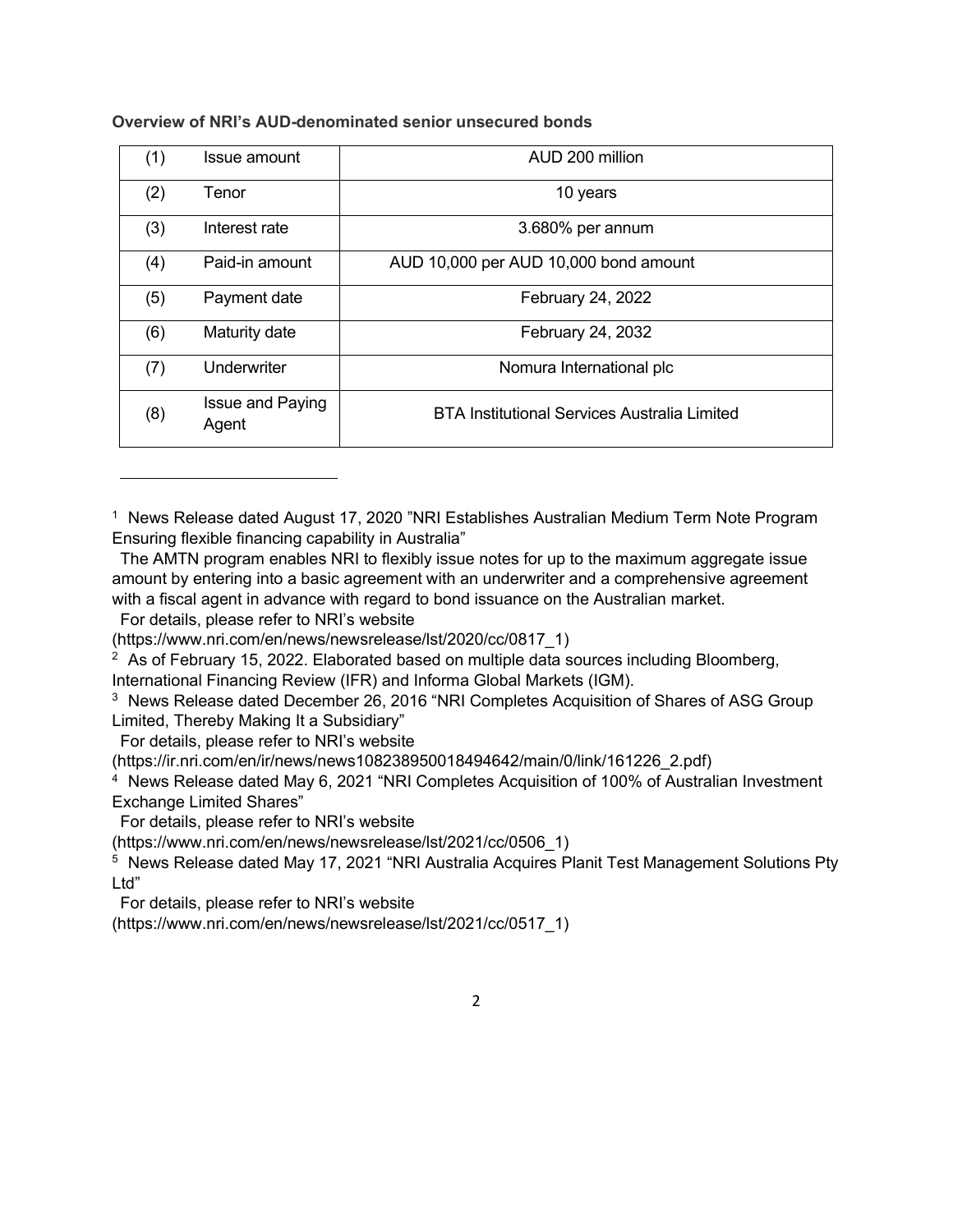**Overview of NRI's AUD-denominated senior unsecured bonds**

| | | |
|---|---|---|
| (1) | Issue amount | AUD 200 million |
| (2) | Tenor | 10 years |
| (3) | Interest rate | 3.680% per annum |
| (4) | Paid-in amount | AUD 10,000 per AUD 10,000 bond amount |
| (5) | Payment date | February 24, 2022 |
| (6) | Maturity date | February 24, 2032 |
| (7) | Underwriter | Nomura International plc |
| (8) | Issue and Paying Agent | BTA Institutional Services Australia Limited |

---

[1] News Release dated August 17, 2020 "NRI Establishes Australian Medium Term Note Program Ensuring flexible financing capability in Australia"
The AMTN program enables NRI to flexibly issue notes for up to the maximum aggregate issue amount by entering into a basic agreement with an underwriter and a comprehensive agreement with a fiscal agent in advance with regard to bond issuance on the Australian market.
For details, please refer to NRI's website
(https://www.nri.com/en/news/newsrelease/lst/2020/cc/0817_1)

[2] As of February 15, 2022. Elaborated based on multiple data sources including Bloomberg, International Financing Review (IFR) and Informa Global Markets (IGM).

[3] News Release dated December 26, 2016 "NRI Completes Acquisition of Shares of ASG Group Limited, Thereby Making It a Subsidiary"
For details, please refer to NRI's website
(https://ir.nri.com/en/ir/news/news108238950018494642/main/0/link/161226_2.pdf)

[4] News Release dated May 6, 2021 "NRI Completes Acquisition of 100% of Australian Investment Exchange Limited Shares"
For details, please refer to NRI's website
(https://www.nri.com/en/news/newsrelease/lst/2021/cc/0506_1)

[5] News Release dated May 17, 2021 "NRI Australia Acquires Planit Test Management Solutions Pty Ltd"
For details, please refer to NRI's website
(https://www.nri.com/en/news/newsrelease/lst/2021/cc/0517_1)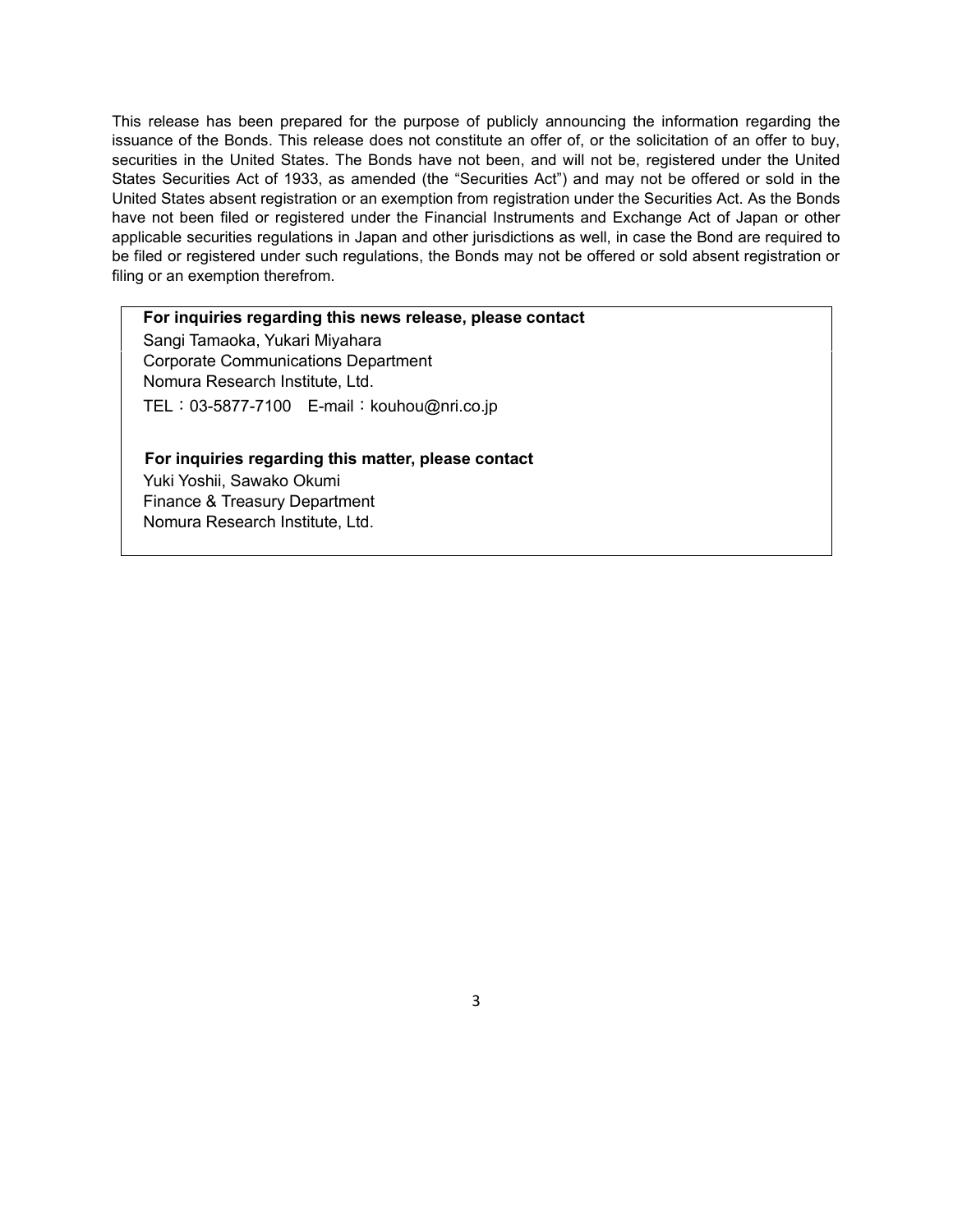This release has been prepared for the purpose of publicly announcing the information regarding the issuance of the Bonds. This release does not constitute an offer of, or the solicitation of an offer to buy, securities in the United States. The Bonds have not been, and will not be, registered under the United States Securities Act of 1933, as amended (the "Securities Act") and may not be offered or sold in the United States absent registration or an exemption from registration under the Securities Act. As the Bonds have not been filed or registered under the Financial Instruments and Exchange Act of Japan or other applicable securities regulations in Japan and other jurisdictions as well, in case the Bond are required to be filed or registered under such regulations, the Bonds may not be offered or sold absent registration or filing or an exemption therefrom.

**For inquiries regarding this news release, please contact**
Sangi Tamaoka, Yukari Miyahara
Corporate Communications Department
Nomura Research Institute, Ltd.
TEL：03-5877-7100　E-mail：kouhou@nri.co.jp

**For inquiries regarding this matter, please contact**
Yuki Yoshii, Sawako Okumi
Finance & Treasury Department
Nomura Research Institute, Ltd.